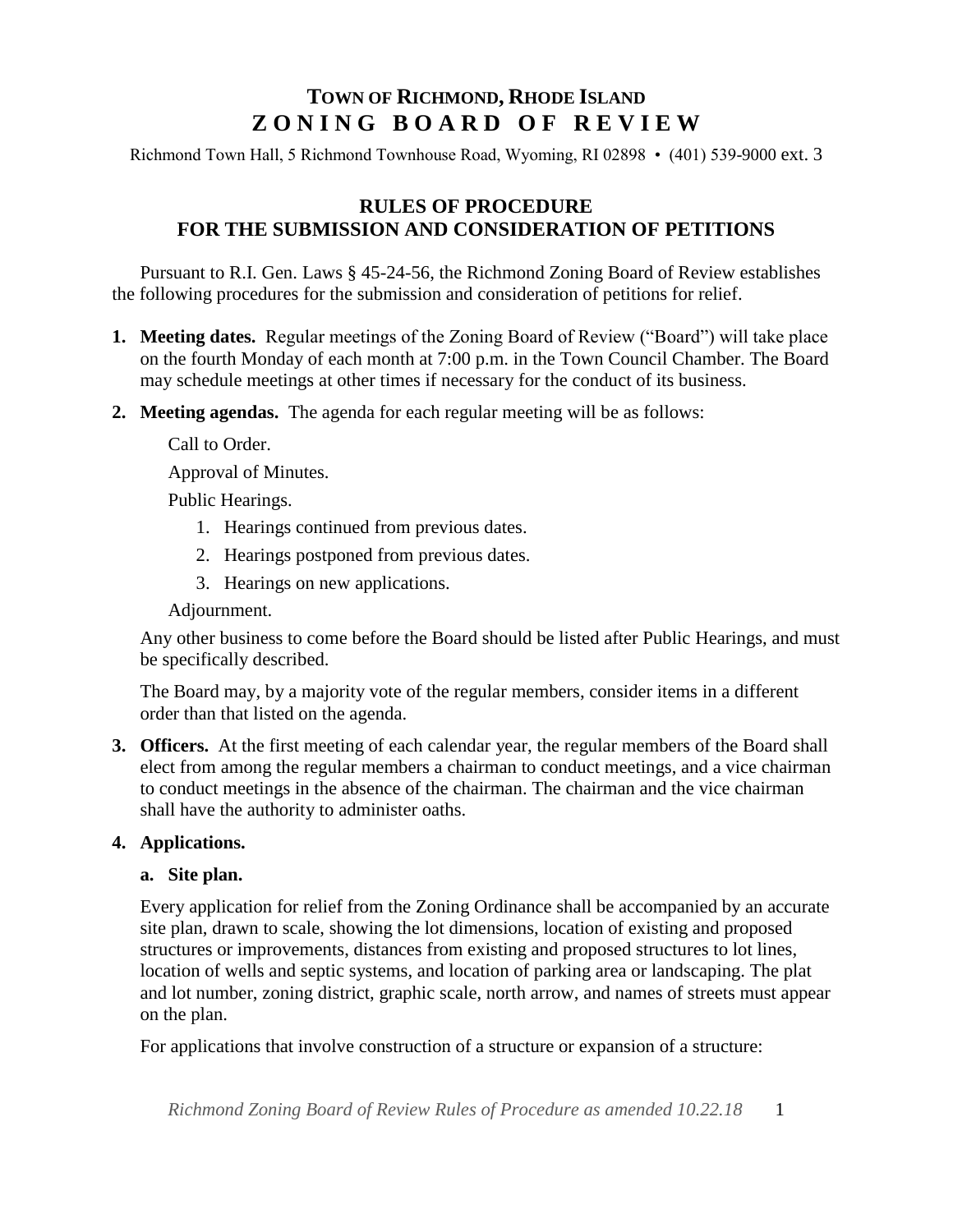# TOWN OF RICHMOND, RHODE ISLAND
# ZONING BOARD OF REVIEW

Richmond Town Hall, 5 Richmond Townhouse Road, Wyoming, RI 02898 • (401) 539-9000 ext. 3

## RULES OF PROCEDURE FOR THE SUBMISSION AND CONSIDERATION OF PETITIONS

Pursuant to R.I. Gen. Laws § 45-24-56, the Richmond Zoning Board of Review establishes the following procedures for the submission and consideration of petitions for relief.

1. **Meeting dates.** Regular meetings of the Zoning Board of Review ("Board") will take place on the fourth Monday of each month at 7:00 p.m. in the Town Council Chamber. The Board may schedule meetings at other times if necessary for the conduct of its business.

2. **Meeting agendas.** The agenda for each regular meeting will be as follows:

   Call to Order.

   Approval of Minutes.

   Public Hearings.

   1. Hearings continued from previous dates.
   2. Hearings postponed from previous dates.
   3. Hearings on new applications.

   Adjournment.

   Any other business to come before the Board should be listed after Public Hearings, and must be specifically described.

   The Board may, by a majority vote of the regular members, consider items in a different order than that listed on the agenda.

3. **Officers.** At the first meeting of each calendar year, the regular members of the Board shall elect from among the regular members a chairman to conduct meetings, and a vice chairman to conduct meetings in the absence of the chairman. The chairman and the vice chairman shall have the authority to administer oaths.

4. **Applications.**

   **a. Site plan.**

   Every application for relief from the Zoning Ordinance shall be accompanied by an accurate site plan, drawn to scale, showing the lot dimensions, location of existing and proposed structures or improvements, distances from existing and proposed structures to lot lines, location of wells and septic systems, and location of parking area or landscaping. The plat and lot number, zoning district, graphic scale, north arrow, and names of streets must appear on the plan.

   For applications that involve construction of a structure or expansion of a structure: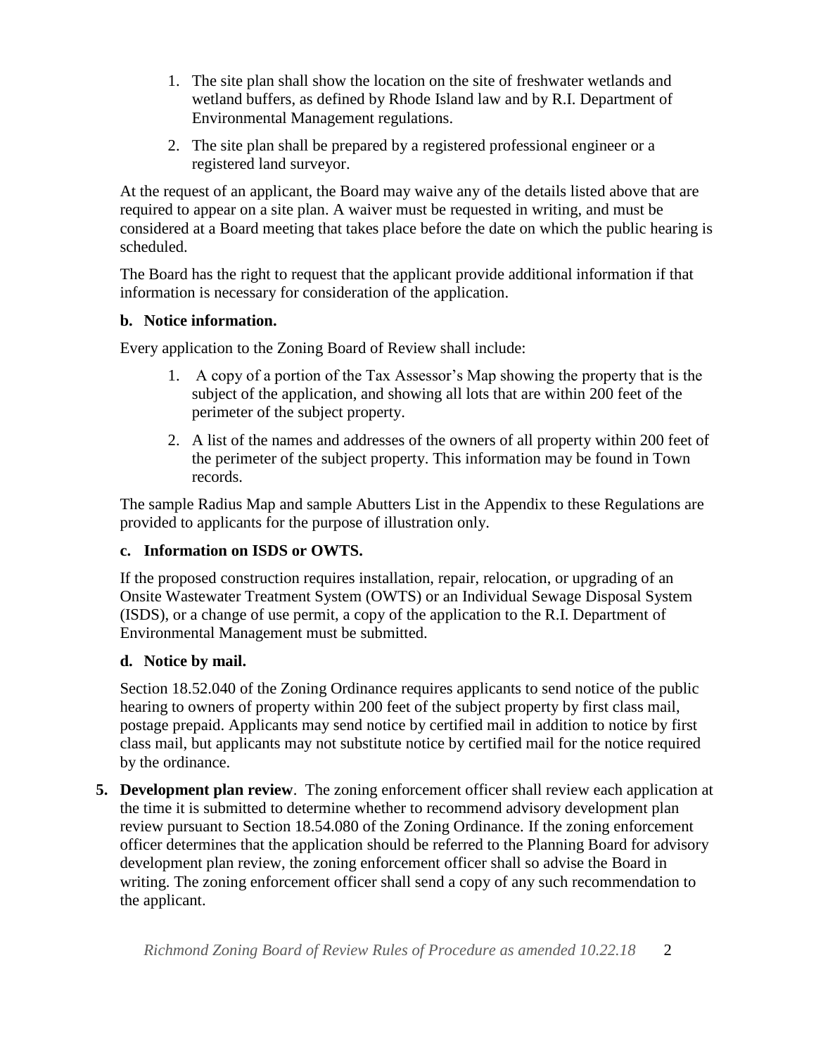1. The site plan shall show the location on the site of freshwater wetlands and wetland buffers, as defined by Rhode Island law and by R.I. Department of Environmental Management regulations.
2. The site plan shall be prepared by a registered professional engineer or a registered land surveyor.

At the request of an applicant, the Board may waive any of the details listed above that are required to appear on a site plan. A waiver must be requested in writing, and must be considered at a Board meeting that takes place before the date on which the public hearing is scheduled.

The Board has the right to request that the applicant provide additional information if that information is necessary for consideration of the application.

**b. Notice information.**

Every application to the Zoning Board of Review shall include:

1. A copy of a portion of the Tax Assessor's Map showing the property that is the subject of the application, and showing all lots that are within 200 feet of the perimeter of the subject property.
2. A list of the names and addresses of the owners of all property within 200 feet of the perimeter of the subject property. This information may be found in Town records.

The sample Radius Map and sample Abutters List in the Appendix to these Regulations are provided to applicants for the purpose of illustration only.

**c. Information on ISDS or OWTS.**

If the proposed construction requires installation, repair, relocation, or upgrading of an Onsite Wastewater Treatment System (OWTS) or an Individual Sewage Disposal System (ISDS), or a change of use permit, a copy of the application to the R.I. Department of Environmental Management must be submitted.

**d. Notice by mail.**

Section 18.52.040 of the Zoning Ordinance requires applicants to send notice of the public hearing to owners of property within 200 feet of the subject property by first class mail, postage prepaid. Applicants may send notice by certified mail in addition to notice by first class mail, but applicants may not substitute notice by certified mail for the notice required by the ordinance.

**5. Development plan review**. The zoning enforcement officer shall review each application at the time it is submitted to determine whether to recommend advisory development plan review pursuant to Section 18.54.080 of the Zoning Ordinance. If the zoning enforcement officer determines that the application should be referred to the Planning Board for advisory development plan review, the zoning enforcement officer shall so advise the Board in writing. The zoning enforcement officer shall send a copy of any such recommendation to the applicant.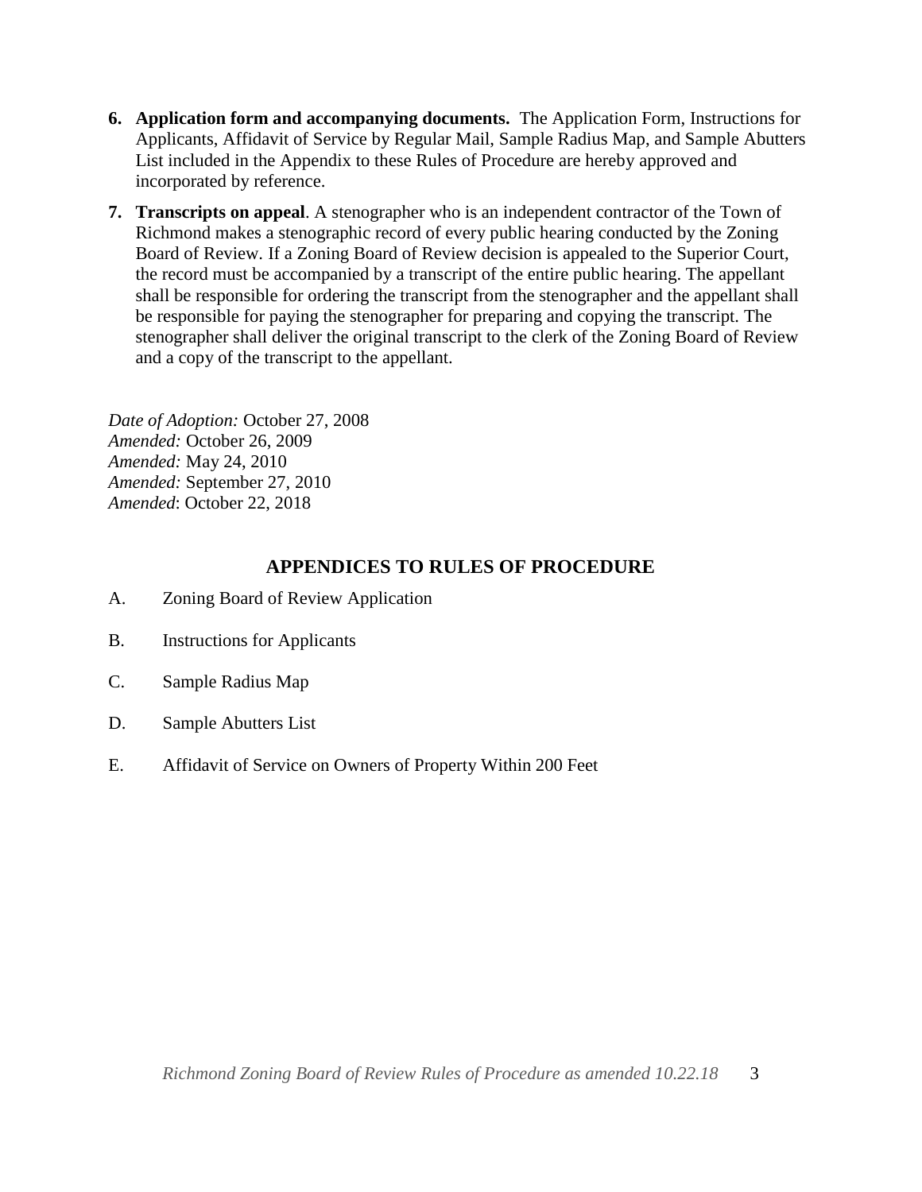6. **Application form and accompanying documents.** The Application Form, Instructions for Applicants, Affidavit of Service by Regular Mail, Sample Radius Map, and Sample Abutters List included in the Appendix to these Rules of Procedure are hereby approved and incorporated by reference.

7. **Transcripts on appeal**. A stenographer who is an independent contractor of the Town of Richmond makes a stenographic record of every public hearing conducted by the Zoning Board of Review. If a Zoning Board of Review decision is appealed to the Superior Court, the record must be accompanied by a transcript of the entire public hearing. The appellant shall be responsible for ordering the transcript from the stenographer and the appellant shall be responsible for paying the stenographer for preparing and copying the transcript. The stenographer shall deliver the original transcript to the clerk of the Zoning Board of Review and a copy of the transcript to the appellant.

*Date of Adoption:* October 27, 2008
*Amended:* October 26, 2009
*Amended:* May 24, 2010
*Amended:* September 27, 2010
*Amended*: October 22, 2018

## APPENDICES TO RULES OF PROCEDURE

A. Zoning Board of Review Application

B. Instructions for Applicants

C. Sample Radius Map

D. Sample Abutters List

E. Affidavit of Service on Owners of Property Within 200 Feet